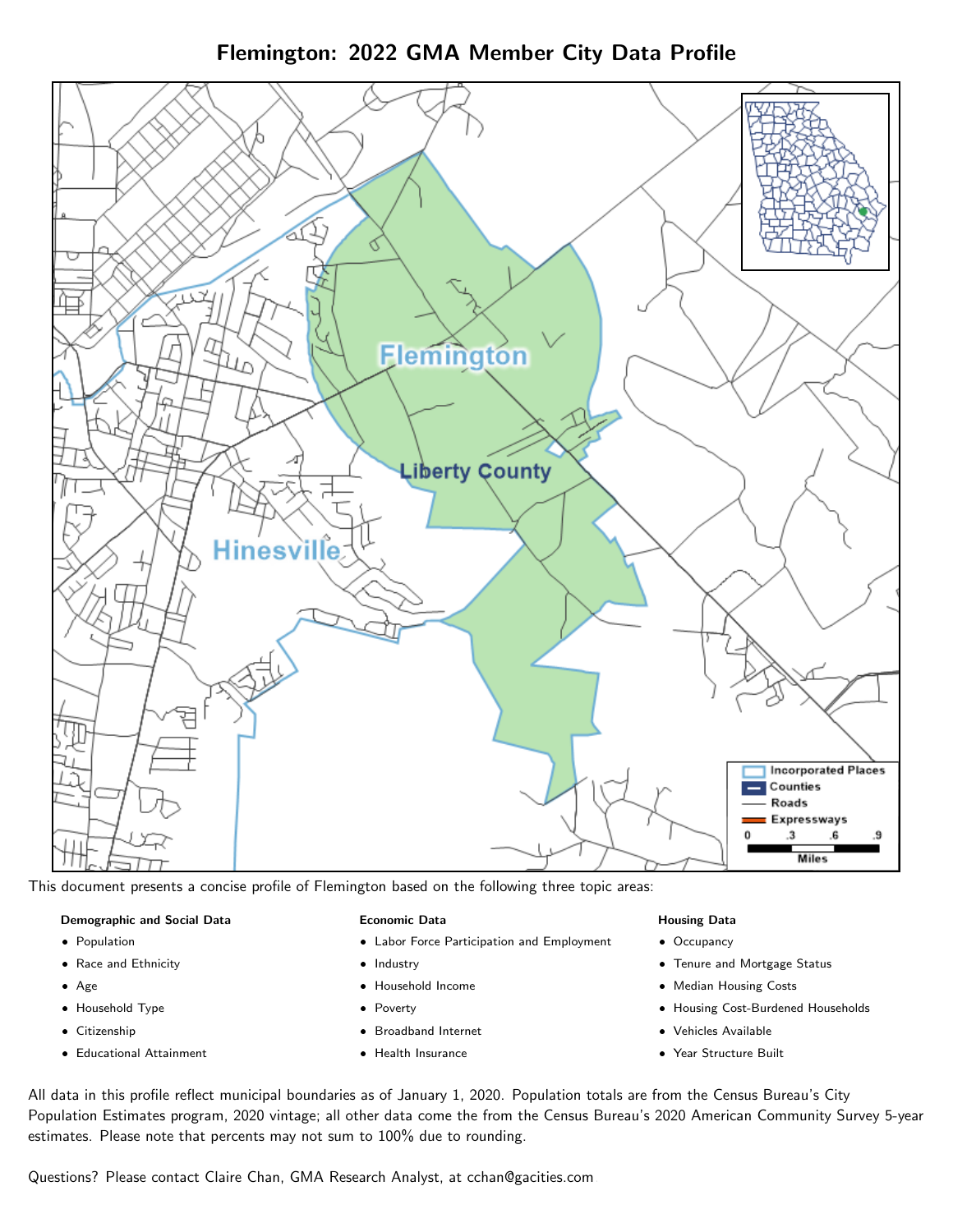# Flemington: 2022 GMA Member City Data Profile

Flemington

Liberty County

Hinesville

Incorporated Places
Counties
Roads
Expressways
0 .3 .6 .9
Miles

This document presents a concise profile of Flemington based on the following three topic areas:

**Demographic and Social Data**

- Population
- Race and Ethnicity
- Age
- Household Type
- Citizenship
- Educational Attainment

**Economic Data**

- Labor Force Participation and Employment
- Industry
- Household Income
- Poverty
- Broadband Internet
- Health Insurance

**Housing Data**

- Occupancy
- Tenure and Mortgage Status
- Median Housing Costs
- Housing Cost-Burdened Households
- Vehicles Available
- Year Structure Built

All data in this profile reflect municipal boundaries as of January 1, 2020. Population totals are from the Census Bureau's City Population Estimates program, 2020 vintage; all other data come the from the Census Bureau's 2020 American Community Survey 5-year estimates. Please note that percents may not sum to 100% due to rounding.

Questions? Please contact Claire Chan, GMA Research Analyst, at cchan@gacities.com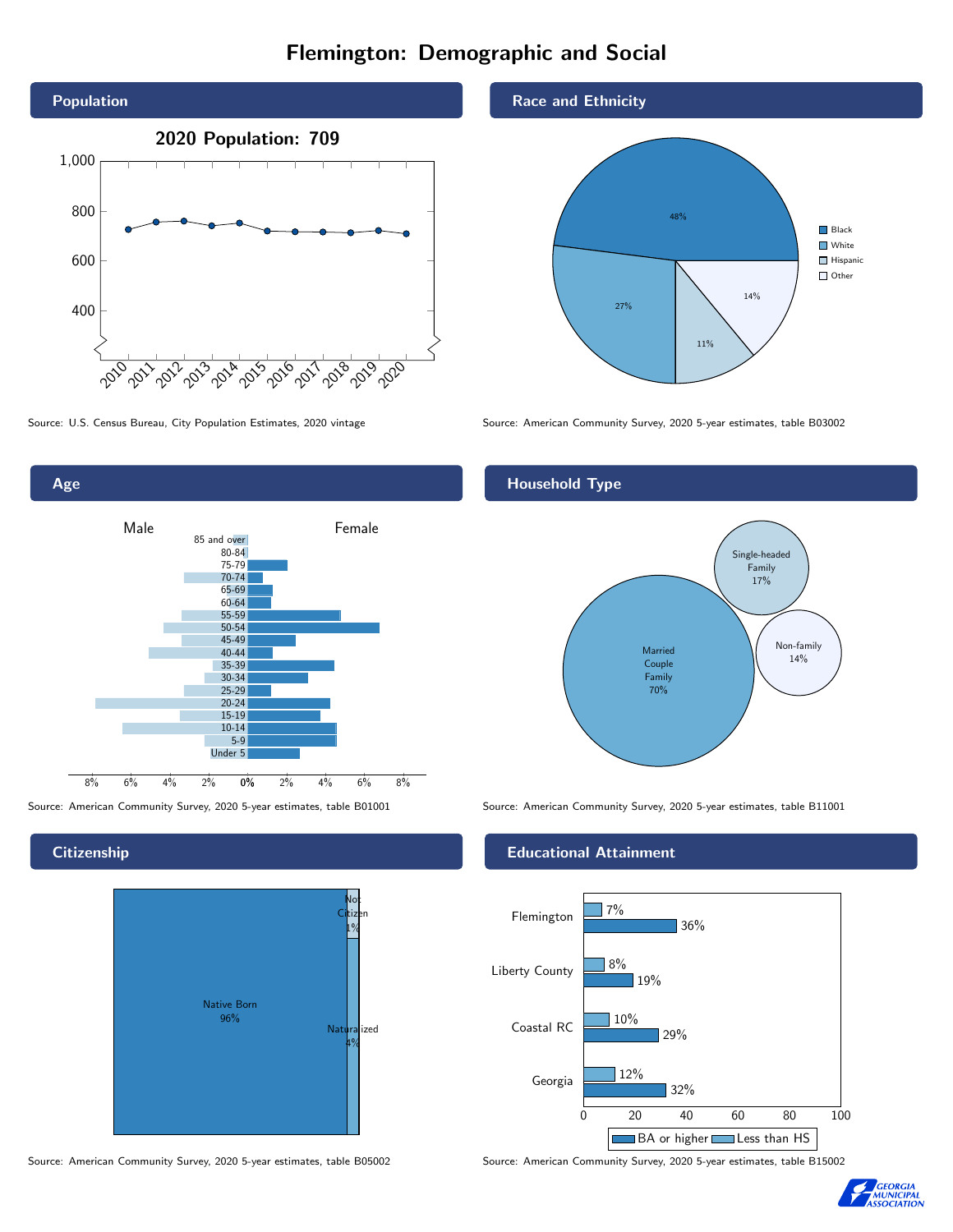# Flemington: Demographic and Social

## Population

2020 Population: 709

1,000
800
600
400

2010 2011 2012 2013 2014 2015 2016 2017 2018 2019 2020

Source: U.S. Census Bureau, City Population Estimates, 2020 vintage

## Race and Ethnicity

48%
27%
11%
14%

Black
White
Hispanic
Other

Source: American Community Survey, 2020 5-year estimates, table B03002

## Age

Male
Female

85 and over
80-84
75-79
70-74
65-69
60-64
55-59
50-54
45-49
40-44
35-39
30-34
25-29
20-24
15-19
10-14
5-9
Under 5

8% 6% 4% 2% 0% 2% 4% 6% 8%

Source: American Community Survey, 2020 5-year estimates, table B01001

## Household Type

Single-headed Family 17%

Married Couple Family 70%

Non-family 14%

Source: American Community Survey, 2020 5-year estimates, table B11001

## Citizenship

Native Born 96%

Not Citizen 1%

Naturalized 4%

Source: American Community Survey, 2020 5-year estimates, table B05002

## Educational Attainment

Flemington
7%
36%

Liberty County
8%
19%

Coastal RC
10%
29%

Georgia
12%
32%

0 20 40 60 80 100

BA or higher
Less than HS

Source: American Community Survey, 2020 5-year estimates, table B15002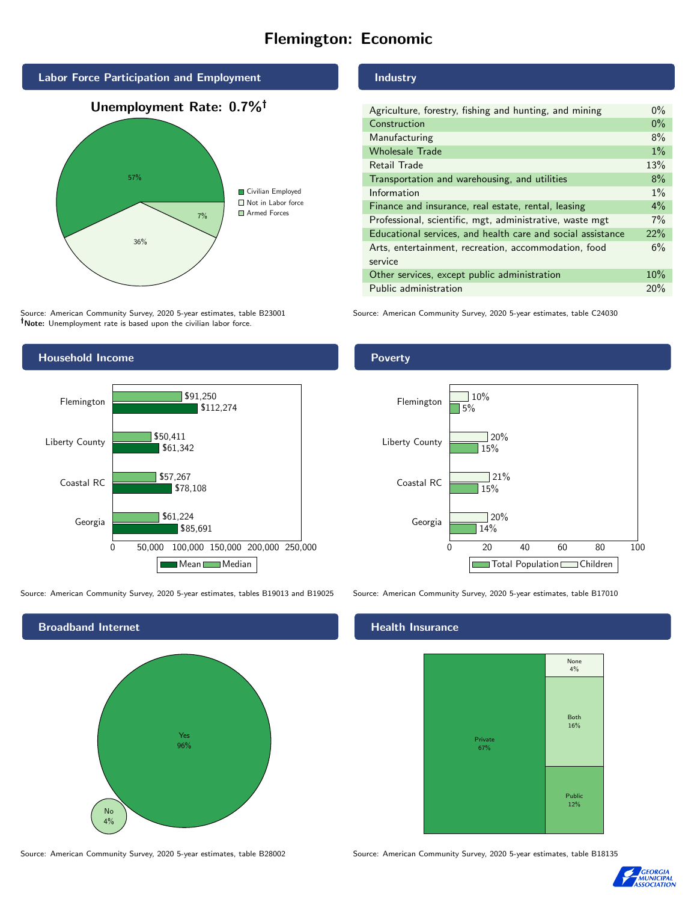# Flemington: Economic

## Labor Force Participation and Employment

### Unemployment Rate: 0.7%†

| Category | Percent |
|---|---|
| Civilian Employed | 57% |
| Not in Labor force | 36% |
| Armed Forces | 7% |

Source: American Community Survey, 2020 5-year estimates, table B23001
**†Note:** Unemployment rate is based upon the civilian labor force.

## Industry

| Industry | Percent |
|---|---|
| Agriculture, forestry, fishing and hunting, and mining | 0% |
| Construction | 0% |
| Manufacturing | 8% |
| Wholesale Trade | 1% |
| Retail Trade | 13% |
| Transportation and warehousing, and utilities | 8% |
| Information | 1% |
| Finance and insurance, real estate, rental, leasing | 4% |
| Professional, scientific, mgt, administrative, waste mgt | 7% |
| Educational services, and health care and social assistance | 22% |
| Arts, entertainment, recreation, accommodation, food service | 6% |
| Other services, except public administration | 10% |
| Public administration | 20% |

Source: American Community Survey, 2020 5-year estimates, table C24030

## Household Income

| | Median | Mean |
|---|---|---|
| Flemington | $91,250 | $112,274 |
| Liberty County | $50,411 | $61,342 |
| Coastal RC | $57,267 | $78,108 |
| Georgia | $61,224 | $85,691 |

Source: American Community Survey, 2020 5-year estimates, tables B19013 and B19025

## Poverty

| | Children | Total Population |
|---|---|---|
| Flemington | 10% | 5% |
| Liberty County | 20% | 15% |
| Coastal RC | 21% | 15% |
| Georgia | 20% | 14% |

Source: American Community Survey, 2020 5-year estimates, table B17010

## Broadband Internet

| | Percent |
|---|---|
| Yes | 96% |
| No | 4% |

Source: American Community Survey, 2020 5-year estimates, table B28002

## Health Insurance

| | Percent |
|---|---|
| Private | 67% |
| None | 4% |
| Both | 16% |
| Public | 12% |

Source: American Community Survey, 2020 5-year estimates, table B18135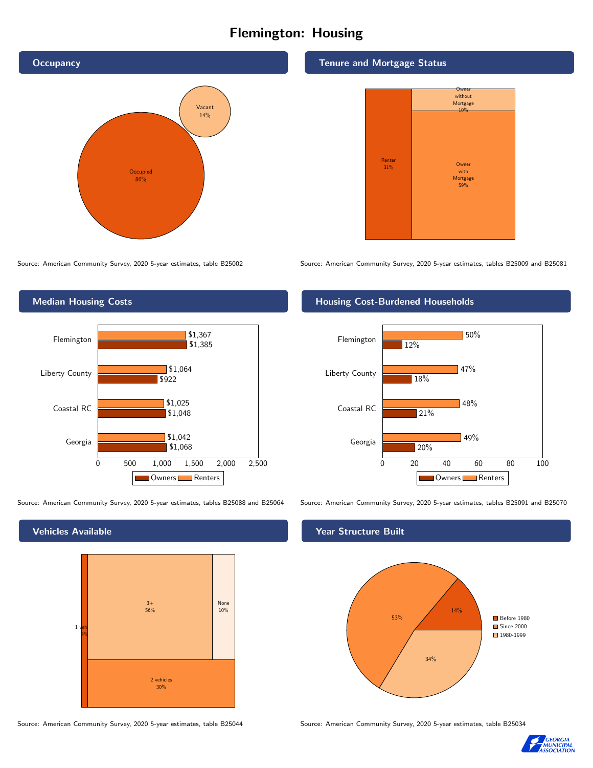# Flemington: Housing

## Occupancy

Vacant
14%

Occupied
86%

Source: American Community Survey, 2020 5-year estimates, table B25002

## Tenure and Mortgage Status

Owner without Mortgage 10%

Renter 31%

Owner with Mortgage 59%

Source: American Community Survey, 2020 5-year estimates, tables B25009 and B25081

## Median Housing Costs

Flemington: $1,367, $1,385

Liberty County: $1,064, $922

Coastal RC: $1,025, $1,048

Georgia: $1,042, $1,068

0 500 1,000 1,500 2,000 2,500

Owners Renters

Source: American Community Survey, 2020 5-year estimates, tables B25088 and B25064

## Housing Cost-Burdened Households

Flemington: 50%, 12%

Liberty County: 47%, 18%

Coastal RC: 48%, 21%

Georgia: 49%, 20%

0 20 40 60 80 100

Owners Renters

Source: American Community Survey, 2020 5-year estimates, tables B25091 and B25070

## Vehicles Available

1 veh 4%

3+ 56%

None 10%

2 vehicles 30%

Source: American Community Survey, 2020 5-year estimates, table B25044

## Year Structure Built

14%

53%

34%

Before 1980
Since 2000
1980-1999

Source: American Community Survey, 2020 5-year estimates, table B25034